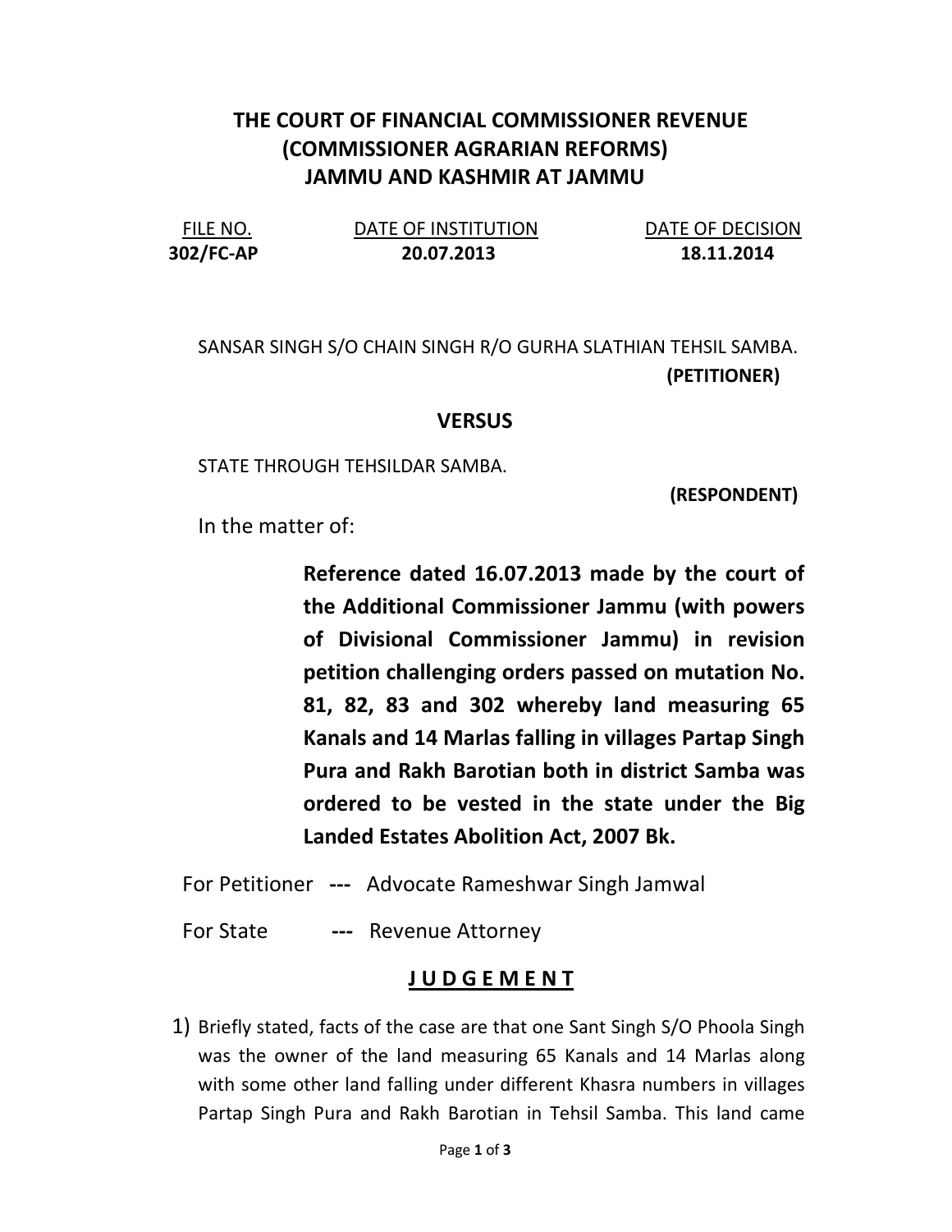# THE COURT OF FINANCIAL COMMISSIONER REVENUE (COMMISSIONER AGRARIAN REFORMS) JAMMU AND KASHMIR AT JAMMU

| FILE NO. | DATE OF INSTITUTION | DATE OF DECISION |
|---|---|---|
| **302/FC-AP** | **20.07.2013** | **18.11.2014** |

SANSAR SINGH S/O CHAIN SINGH R/O GURHA SLATHIAN TEHSIL SAMBA.

**(PETITIONER)**

**VERSUS**

STATE THROUGH TEHSILDAR SAMBA.

**(RESPONDENT)**

In the matter of:

**Reference dated 16.07.2013 made by the court of the Additional Commissioner Jammu (with powers of Divisional Commissioner Jammu) in revision petition challenging orders passed on mutation No. 81, 82, 83 and 302 whereby land measuring 65 Kanals and 14 Marlas falling in villages Partap Singh Pura and Rakh Barotian both in district Samba was ordered to be vested in the state under the Big Landed Estates Abolition Act, 2007 Bk.**

For Petitioner --- Advocate Rameshwar Singh Jamwal

For State --- Revenue Attorney

## **J U D G E M E N T**

1) Briefly stated, facts of the case are that one Sant Singh S/O Phoola Singh was the owner of the land measuring 65 Kanals and 14 Marlas along with some other land falling under different Khasra numbers in villages Partap Singh Pura and Rakh Barotian in Tehsil Samba. This land came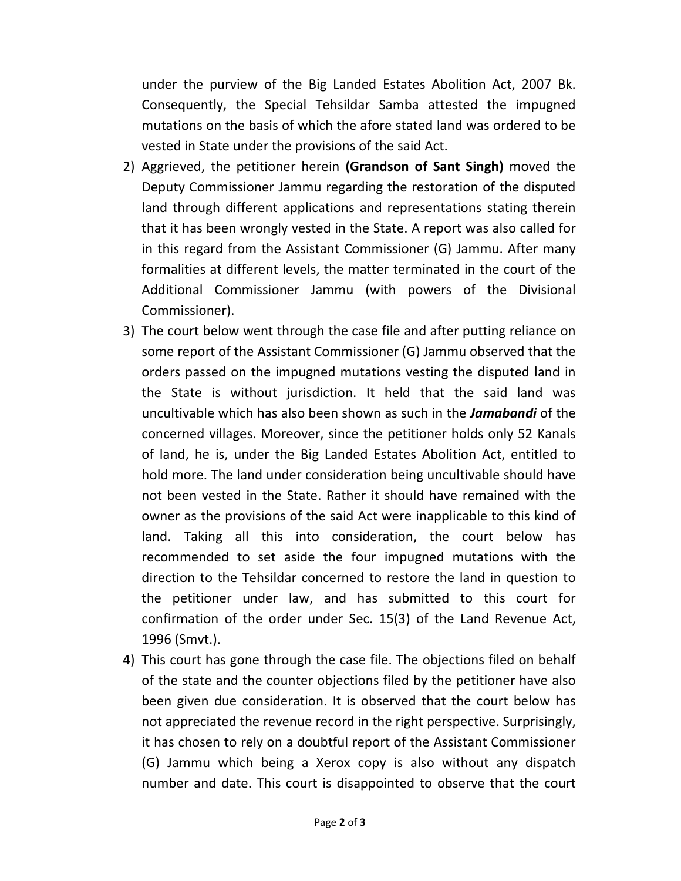under the purview of the Big Landed Estates Abolition Act, 2007 Bk. Consequently, the Special Tehsildar Samba attested the impugned mutations on the basis of which the afore stated land was ordered to be vested in State under the provisions of the said Act.

2) Aggrieved, the petitioner herein **(Grandson of Sant Singh)** moved the Deputy Commissioner Jammu regarding the restoration of the disputed land through different applications and representations stating therein that it has been wrongly vested in the State. A report was also called for in this regard from the Assistant Commissioner (G) Jammu. After many formalities at different levels, the matter terminated in the court of the Additional Commissioner Jammu (with powers of the Divisional Commissioner).

3) The court below went through the case file and after putting reliance on some report of the Assistant Commissioner (G) Jammu observed that the orders passed on the impugned mutations vesting the disputed land in the State is without jurisdiction. It held that the said land was uncultivable which has also been shown as such in the ***Jamabandi*** of the concerned villages. Moreover, since the petitioner holds only 52 Kanals of land, he is, under the Big Landed Estates Abolition Act, entitled to hold more. The land under consideration being uncultivable should have not been vested in the State. Rather it should have remained with the owner as the provisions of the said Act were inapplicable to this kind of land. Taking all this into consideration, the court below has recommended to set aside the four impugned mutations with the direction to the Tehsildar concerned to restore the land in question to the petitioner under law, and has submitted to this court for confirmation of the order under Sec. 15(3) of the Land Revenue Act, 1996 (Smvt.).

4) This court has gone through the case file. The objections filed on behalf of the state and the counter objections filed by the petitioner have also been given due consideration. It is observed that the court below has not appreciated the revenue record in the right perspective. Surprisingly, it has chosen to rely on a doubtful report of the Assistant Commissioner (G) Jammu which being a Xerox copy is also without any dispatch number and date. This court is disappointed to observe that the court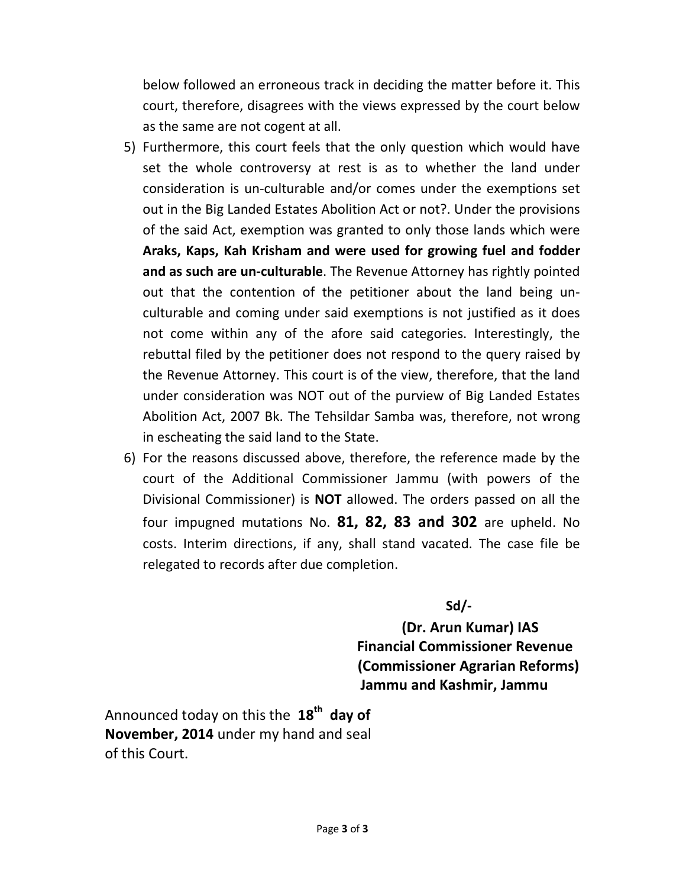below followed an erroneous track in deciding the matter before it. This court, therefore, disagrees with the views expressed by the court below as the same are not cogent at all.

5) Furthermore, this court feels that the only question which would have set the whole controversy at rest is as to whether the land under consideration is un-culturable and/or comes under the exemptions set out in the Big Landed Estates Abolition Act or not?. Under the provisions of the said Act, exemption was granted to only those lands which were **Araks, Kaps, Kah Krisham and were used for growing fuel and fodder and as such are un-culturable**. The Revenue Attorney has rightly pointed out that the contention of the petitioner about the land being un-culturable and coming under said exemptions is not justified as it does not come within any of the afore said categories. Interestingly, the rebuttal filed by the petitioner does not respond to the query raised by the Revenue Attorney. This court is of the view, therefore, that the land under consideration was NOT out of the purview of Big Landed Estates Abolition Act, 2007 Bk. The Tehsildar Samba was, therefore, not wrong in escheating the said land to the State.

6) For the reasons discussed above, therefore, the reference made by the court of the Additional Commissioner Jammu (with powers of the Divisional Commissioner) is **NOT** allowed. The orders passed on all the four impugned mutations No. **81, 82, 83 and 302** are upheld. No costs. Interim directions, if any, shall stand vacated. The case file be relegated to records after due completion.

**Sd/-**

**(Dr. Arun Kumar) IAS**
**Financial Commissioner Revenue**
**(Commissioner Agrarian Reforms)**
**Jammu and Kashmir, Jammu**

Announced today on this the **18th day of November, 2014** under my hand and seal of this Court.